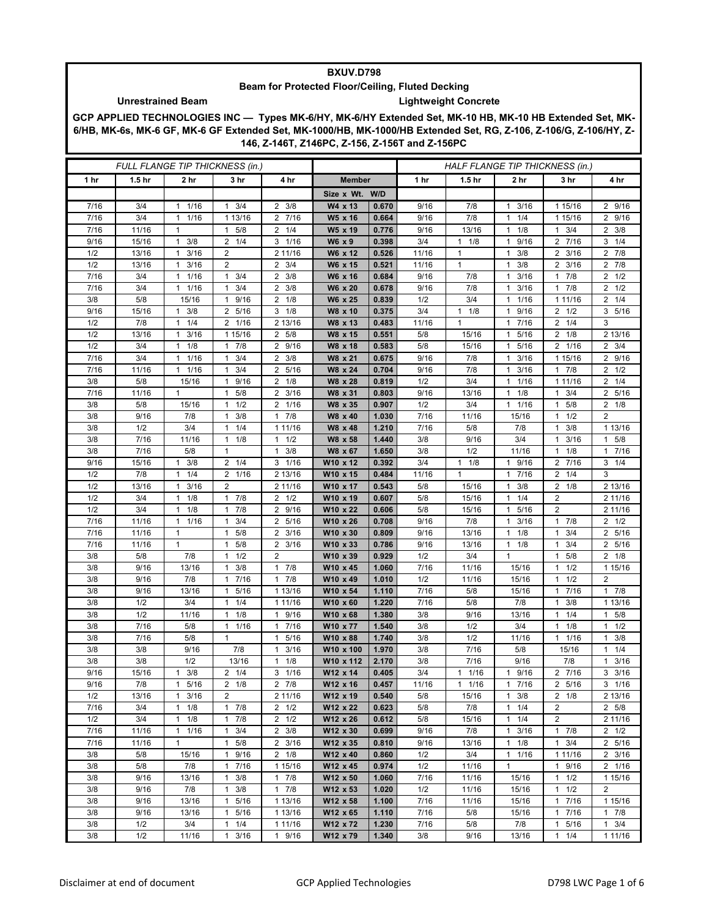**BXUV.D798**

**Beam for Protected Floor/Ceiling, Fluted Decking**

**Unrestrained Beam** **Lightweight Concrete**

**GCP APPLIED TECHNOLOGIES INC — Types MK-6/HY, MK-6/HY Extended Set, MK-10 HB, MK-10 HB Extended Set, MK-6/HB, MK-6s, MK-6 GF, MK-6 GF Extended Set, MK-1000/HB, MK-1000/HB Extended Set, RG, Z-106, Z-106/G, Z-106/HY, Z-146, Z-146T, Z146PC, Z-156, Z-156T and Z-156PC**

| FULL FLANGE TIP THICKNESS (in.) | | | | | | | HALF FLANGE TIP THICKNESS (in.) | | | | |
|---|---|---|---|---|---|---|---|---|---|---|---|
| 1 hr | 1.5 hr | 2 hr | 3 hr | 4 hr | Member | | 1 hr | 1.5 hr | 2 hr | 3 hr | 4 hr |
| | | | | | Size x Wt. | W/D | | | | | |
| 7/16 | 3/4 | 1 1/16 | 1 3/4 | 2 3/8 | W4 x 13 | 0.670 | 9/16 | 7/8 | 1 3/16 | 1 15/16 | 2 9/16 |
| 7/16 | 3/4 | 1 1/16 | 1 13/16 | 2 7/16 | W5 x 16 | 0.664 | 9/16 | 7/8 | 1 1/4 | 1 15/16 | 2 9/16 |
| 7/16 | 11/16 | 1 | 1 5/8 | 2 1/4 | W5 x 19 | 0.776 | 9/16 | 13/16 | 1 1/8 | 1 3/4 | 2 3/8 |
| 9/16 | 15/16 | 1 3/8 | 2 1/4 | 3 1/16 | W6 x 9 | 0.398 | 3/4 | 1 1/8 | 1 9/16 | 2 7/16 | 3 1/4 |
| 1/2 | 13/16 | 1 3/16 | 2 | 2 11/16 | W6 x 12 | 0.526 | 11/16 | 1 | 1 3/8 | 2 3/16 | 2 7/8 |
| 1/2 | 13/16 | 1 3/16 | 2 | 2 3/4 | W6 x 15 | 0.521 | 11/16 | 1 | 1 3/8 | 2 3/16 | 2 7/8 |
| 7/16 | 3/4 | 1 1/16 | 1 3/4 | 2 3/8 | W6 x 16 | 0.684 | 9/16 | 7/8 | 1 3/16 | 1 7/8 | 2 1/2 |
| 7/16 | 3/4 | 1 1/16 | 1 3/4 | 2 3/8 | W6 x 20 | 0.678 | 9/16 | 7/8 | 1 3/16 | 1 7/8 | 2 1/2 |
| 3/8 | 5/8 | 15/16 | 1 9/16 | 2 1/8 | W6 x 25 | 0.839 | 1/2 | 3/4 | 1 1/16 | 1 11/16 | 2 1/4 |
| 9/16 | 15/16 | 1 3/8 | 2 5/16 | 3 1/8 | W8 x 10 | 0.375 | 3/4 | 1 1/8 | 1 9/16 | 2 1/2 | 3 5/16 |
| 1/2 | 7/8 | 1 1/4 | 2 1/16 | 2 13/16 | W8 x 13 | 0.483 | 11/16 | 1 | 1 7/16 | 2 1/4 | 3 |
| 1/2 | 13/16 | 1 3/16 | 1 15/16 | 2 5/8 | W8 x 15 | 0.551 | 5/8 | 15/16 | 1 5/16 | 2 1/8 | 2 13/16 |
| 1/2 | 3/4 | 1 1/8 | 1 7/8 | 2 9/16 | W8 x 18 | 0.583 | 5/8 | 15/16 | 1 5/16 | 2 1/16 | 2 3/4 |
| 7/16 | 3/4 | 1 1/16 | 1 3/4 | 2 3/8 | W8 x 21 | 0.675 | 9/16 | 7/8 | 1 3/16 | 1 15/16 | 2 9/16 |
| 7/16 | 11/16 | 1 1/16 | 1 3/4 | 2 5/16 | W8 x 24 | 0.704 | 9/16 | 7/8 | 1 3/16 | 1 7/8 | 2 1/2 |
| 3/8 | 5/8 | 15/16 | 1 9/16 | 2 1/8 | W8 x 28 | 0.819 | 1/2 | 3/4 | 1 1/16 | 1 11/16 | 2 1/4 |
| 7/16 | 11/16 | 1 | 1 5/8 | 2 3/16 | W8 x 31 | 0.803 | 9/16 | 13/16 | 1 1/8 | 1 3/4 | 2 5/16 |
| 3/8 | 5/8 | 15/16 | 1 1/2 | 2 1/16 | W8 x 35 | 0.907 | 1/2 | 3/4 | 1 1/16 | 1 5/8 | 2 1/8 |
| 3/8 | 9/16 | 7/8 | 1 3/8 | 1 7/8 | W8 x 40 | 1.030 | 7/16 | 11/16 | 15/16 | 1 1/2 | 2 |
| 3/8 | 1/2 | 3/4 | 1 1/4 | 1 11/16 | W8 x 48 | 1.210 | 7/16 | 5/8 | 7/8 | 1 3/8 | 1 13/16 |
| 3/8 | 7/16 | 11/16 | 1 1/8 | 1 1/2 | W8 x 58 | 1.440 | 3/8 | 9/16 | 3/4 | 1 3/16 | 1 5/8 |
| 3/8 | 7/16 | 5/8 | 1 | 1 3/8 | W8 x 67 | 1.650 | 3/8 | 1/2 | 11/16 | 1 1/8 | 1 7/16 |
| 9/16 | 15/16 | 1 3/8 | 2 1/4 | 3 1/16 | W10 x 12 | 0.392 | 3/4 | 1 1/8 | 1 9/16 | 2 7/16 | 3 1/4 |
| 1/2 | 7/8 | 1 1/4 | 2 1/16 | 2 13/16 | W10 x 15 | 0.484 | 11/16 | 1 | 1 7/16 | 2 1/4 | 3 |
| 1/2 | 13/16 | 1 3/16 | 2 | 2 11/16 | W10 x 17 | 0.543 | 5/8 | 15/16 | 1 3/8 | 2 1/8 | 2 13/16 |
| 1/2 | 3/4 | 1 1/8 | 1 7/8 | 2 1/2 | W10 x 19 | 0.607 | 5/8 | 15/16 | 1 1/4 | 2 | 2 11/16 |
| 1/2 | 3/4 | 1 1/8 | 1 7/8 | 2 9/16 | W10 x 22 | 0.606 | 5/8 | 15/16 | 1 5/16 | 2 | 2 11/16 |
| 7/16 | 11/16 | 1 1/16 | 1 3/4 | 2 5/16 | W10 x 26 | 0.708 | 9/16 | 7/8 | 1 3/16 | 1 7/8 | 2 1/2 |
| 7/16 | 11/16 | 1 | 1 5/8 | 2 3/16 | W10 x 30 | 0.809 | 9/16 | 13/16 | 1 1/8 | 1 3/4 | 2 5/16 |
| 7/16 | 11/16 | 1 | 1 5/8 | 2 3/16 | W10 x 33 | 0.786 | 9/16 | 13/16 | 1 1/8 | 1 3/4 | 2 5/16 |
| 3/8 | 5/8 | 7/8 | 1 1/2 | 2 | W10 x 39 | 0.929 | 1/2 | 3/4 | 1 | 1 5/8 | 2 1/8 |
| 3/8 | 9/16 | 13/16 | 1 3/8 | 1 7/8 | W10 x 45 | 1.060 | 7/16 | 11/16 | 15/16 | 1 1/2 | 1 15/16 |
| 3/8 | 9/16 | 7/8 | 1 7/16 | 1 7/8 | W10 x 49 | 1.010 | 1/2 | 11/16 | 15/16 | 1 1/2 | 2 |
| 3/8 | 9/16 | 13/16 | 1 5/16 | 1 13/16 | W10 x 54 | 1.110 | 7/16 | 5/8 | 15/16 | 1 7/16 | 1 7/8 |
| 3/8 | 1/2 | 3/4 | 1 1/4 | 1 11/16 | W10 x 60 | 1.220 | 7/16 | 5/8 | 7/8 | 1 3/8 | 1 13/16 |
| 3/8 | 1/2 | 11/16 | 1 1/8 | 1 9/16 | W10 x 68 | 1.380 | 3/8 | 9/16 | 13/16 | 1 1/4 | 1 5/8 |
| 3/8 | 7/16 | 5/8 | 1 1/16 | 1 7/16 | W10 x 77 | 1.540 | 3/8 | 1/2 | 3/4 | 1 1/8 | 1 1/2 |
| 3/8 | 7/16 | 5/8 | 1 | 1 5/16 | W10 x 88 | 1.740 | 3/8 | 1/2 | 11/16 | 1 1/16 | 1 3/8 |
| 3/8 | 3/8 | 9/16 | 7/8 | 1 3/16 | W10 x 100 | 1.970 | 3/8 | 7/16 | 5/8 | 15/16 | 1 1/4 |
| 3/8 | 3/8 | 1/2 | 13/16 | 1 1/8 | W10 x 112 | 2.170 | 3/8 | 7/16 | 9/16 | 7/8 | 1 3/16 |
| 9/16 | 15/16 | 1 3/8 | 2 1/4 | 3 1/16 | W12 x 14 | 0.405 | 3/4 | 1 1/16 | 1 9/16 | 2 7/16 | 3 3/16 |
| 9/16 | 7/8 | 1 5/16 | 2 1/8 | 2 7/8 | W12 x 16 | 0.457 | 11/16 | 1 1/16 | 1 7/16 | 2 5/16 | 3 1/16 |
| 1/2 | 13/16 | 1 3/16 | 2 | 2 11/16 | W12 x 19 | 0.540 | 5/8 | 15/16 | 1 3/8 | 2 1/8 | 2 13/16 |
| 7/16 | 3/4 | 1 1/8 | 1 7/8 | 2 1/2 | W12 x 22 | 0.623 | 5/8 | 7/8 | 1 1/4 | 2 | 2 5/8 |
| 1/2 | 3/4 | 1 1/8 | 1 7/8 | 2 1/2 | W12 x 26 | 0.612 | 5/8 | 15/16 | 1 1/4 | 2 | 2 11/16 |
| 7/16 | 11/16 | 1 1/16 | 1 3/4 | 2 3/8 | W12 x 30 | 0.699 | 9/16 | 7/8 | 1 3/16 | 1 7/8 | 2 1/2 |
| 7/16 | 11/16 | 1 | 1 5/8 | 2 3/16 | W12 x 35 | 0.810 | 9/16 | 13/16 | 1 1/8 | 1 3/4 | 2 5/16 |
| 3/8 | 5/8 | 15/16 | 1 9/16 | 2 1/8 | W12 x 40 | 0.860 | 1/2 | 3/4 | 1 1/16 | 1 11/16 | 2 3/16 |
| 3/8 | 5/8 | 7/8 | 1 7/16 | 1 15/16 | W12 x 45 | 0.974 | 1/2 | 11/16 | 1 | 1 9/16 | 2 1/16 |
| 3/8 | 9/16 | 13/16 | 1 3/8 | 1 7/8 | W12 x 50 | 1.060 | 7/16 | 11/16 | 15/16 | 1 1/2 | 1 15/16 |
| 3/8 | 9/16 | 7/8 | 1 3/8 | 1 7/8 | W12 x 53 | 1.020 | 1/2 | 11/16 | 15/16 | 1 1/2 | 2 |
| 3/8 | 9/16 | 13/16 | 1 5/16 | 1 13/16 | W12 x 58 | 1.100 | 7/16 | 11/16 | 15/16 | 1 7/16 | 1 15/16 |
| 3/8 | 9/16 | 13/16 | 1 5/16 | 1 13/16 | W12 x 65 | 1.110 | 7/16 | 5/8 | 15/16 | 1 7/16 | 1 7/8 |
| 3/8 | 1/2 | 3/4 | 1 1/4 | 1 11/16 | W12 x 72 | 1.230 | 7/16 | 5/8 | 7/8 | 1 5/16 | 1 3/4 |
| 3/8 | 1/2 | 11/16 | 1 3/16 | 1 9/16 | W12 x 79 | 1.340 | 3/8 | 9/16 | 13/16 | 1 1/4 | 1 11/16 |

Disclaimer at end of document GCP Applied Technologies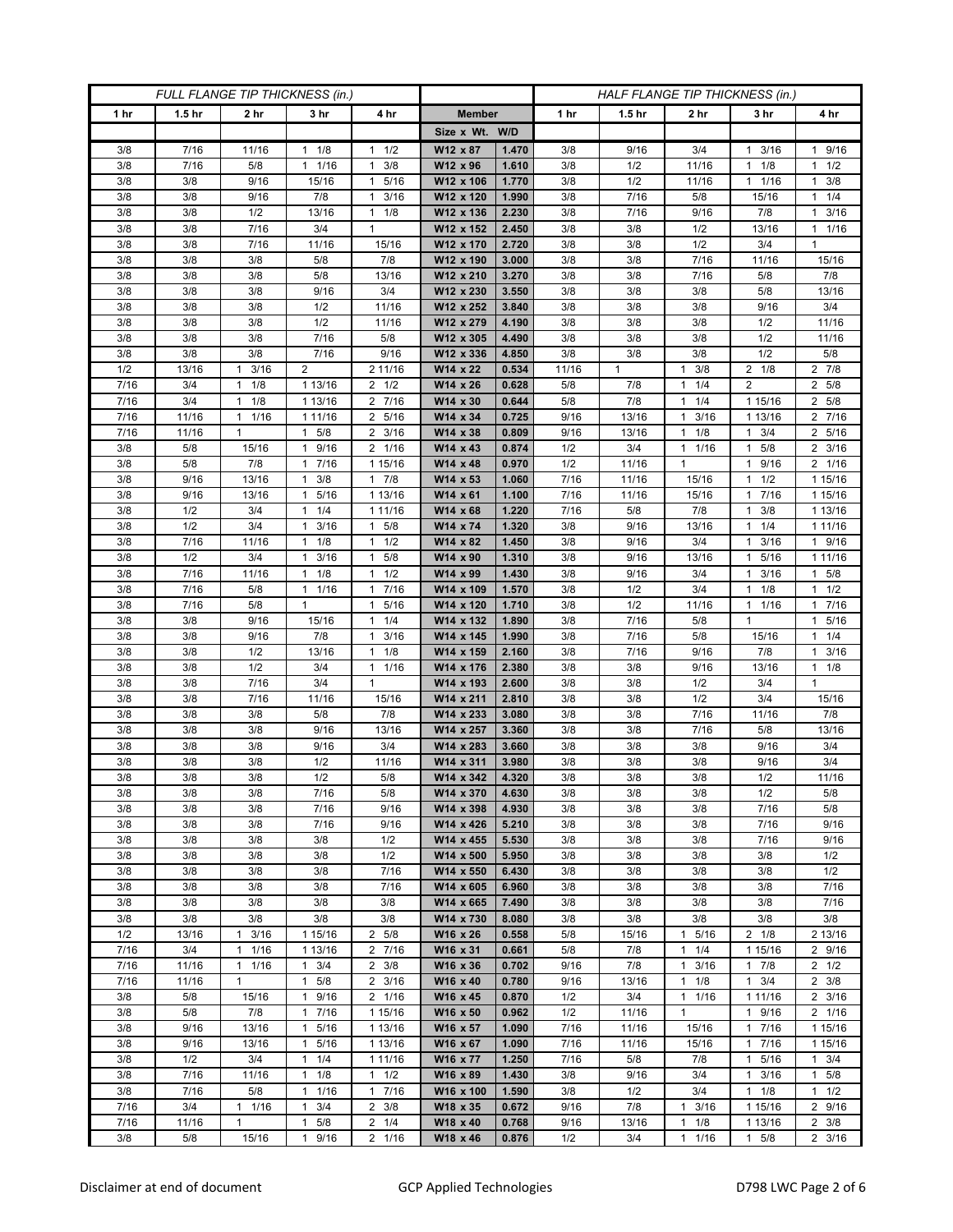| FULL FLANGE TIP THICKNESS (in.) | | | | | | | HALF FLANGE TIP THICKNESS (in.) | | | | |
|---|---|---|---|---|---|---|---|---|---|---|---|
| 1 hr | 1.5 hr | 2 hr | 3 hr | 4 hr | Member | | 1 hr | 1.5 hr | 2 hr | 3 hr | 4 hr |
| | | | | | Size x Wt. | W/D | | | | | |
| 3/8 | 7/16 | 11/16 | 1 1/8 | 1 1/2 | W12 x 87 | 1.470 | 3/8 | 9/16 | 3/4 | 1 3/16 | 1 9/16 |
| 3/8 | 7/16 | 5/8 | 1 1/16 | 1 3/8 | W12 x 96 | 1.610 | 3/8 | 1/2 | 11/16 | 1 1/8 | 1 1/2 |
| 3/8 | 3/8 | 9/16 | 15/16 | 1 5/16 | W12 x 106 | 1.770 | 3/8 | 1/2 | 11/16 | 1 1/16 | 1 3/8 |
| 3/8 | 3/8 | 9/16 | 7/8 | 1 3/16 | W12 x 120 | 1.990 | 3/8 | 7/16 | 5/8 | 15/16 | 1 1/4 |
| 3/8 | 3/8 | 1/2 | 13/16 | 1 1/8 | W12 x 136 | 2.230 | 3/8 | 7/16 | 9/16 | 7/8 | 1 3/16 |
| 3/8 | 3/8 | 7/16 | 3/4 | 1 | W12 x 152 | 2.450 | 3/8 | 3/8 | 1/2 | 13/16 | 1 1/16 |
| 3/8 | 3/8 | 7/16 | 11/16 | 15/16 | W12 x 170 | 2.720 | 3/8 | 3/8 | 1/2 | 3/4 | 1 |
| 3/8 | 3/8 | 3/8 | 5/8 | 7/8 | W12 x 190 | 3.000 | 3/8 | 3/8 | 7/16 | 11/16 | 15/16 |
| 3/8 | 3/8 | 3/8 | 5/8 | 13/16 | W12 x 210 | 3.270 | 3/8 | 3/8 | 7/16 | 5/8 | 7/8 |
| 3/8 | 3/8 | 3/8 | 9/16 | 3/4 | W12 x 230 | 3.550 | 3/8 | 3/8 | 3/8 | 5/8 | 13/16 |
| 3/8 | 3/8 | 3/8 | 1/2 | 11/16 | W12 x 252 | 3.840 | 3/8 | 3/8 | 3/8 | 9/16 | 3/4 |
| 3/8 | 3/8 | 3/8 | 1/2 | 11/16 | W12 x 279 | 4.190 | 3/8 | 3/8 | 3/8 | 1/2 | 11/16 |
| 3/8 | 3/8 | 3/8 | 7/16 | 5/8 | W12 x 305 | 4.490 | 3/8 | 3/8 | 3/8 | 1/2 | 11/16 |
| 3/8 | 3/8 | 3/8 | 7/16 | 9/16 | W12 x 336 | 4.850 | 3/8 | 3/8 | 3/8 | 1/2 | 5/8 |
| 1/2 | 13/16 | 1 3/16 | 2 | 2 11/16 | W14 x 22 | 0.534 | 11/16 | 1 | 1 3/8 | 2 1/8 | 2 7/8 |
| 7/16 | 3/4 | 1 1/8 | 1 13/16 | 2 1/2 | W14 x 26 | 0.628 | 5/8 | 7/8 | 1 1/4 | 2 | 2 5/8 |
| 7/16 | 3/4 | 1 1/8 | 1 13/16 | 2 7/16 | W14 x 30 | 0.644 | 5/8 | 7/8 | 1 1/4 | 1 15/16 | 2 5/8 |
| 7/16 | 11/16 | 1 1/16 | 1 11/16 | 2 5/16 | W14 x 34 | 0.725 | 9/16 | 13/16 | 1 3/16 | 1 13/16 | 2 7/16 |
| 7/16 | 11/16 | 1 | 1 5/8 | 2 3/16 | W14 x 38 | 0.809 | 9/16 | 13/16 | 1 1/8 | 1 3/4 | 2 5/16 |
| 3/8 | 5/8 | 15/16 | 1 9/16 | 2 1/16 | W14 x 43 | 0.874 | 1/2 | 3/4 | 1 1/16 | 1 5/8 | 2 3/16 |
| 3/8 | 5/8 | 7/8 | 1 7/16 | 1 15/16 | W14 x 48 | 0.970 | 1/2 | 11/16 | 1 | 1 9/16 | 2 1/16 |
| 3/8 | 9/16 | 13/16 | 1 3/8 | 1 7/8 | W14 x 53 | 1.060 | 7/16 | 11/16 | 15/16 | 1 1/2 | 1 15/16 |
| 3/8 | 9/16 | 13/16 | 1 5/16 | 1 13/16 | W14 x 61 | 1.100 | 7/16 | 11/16 | 15/16 | 1 7/16 | 1 15/16 |
| 3/8 | 1/2 | 3/4 | 1 1/4 | 1 11/16 | W14 x 68 | 1.220 | 7/16 | 5/8 | 7/8 | 1 3/8 | 1 13/16 |
| 3/8 | 1/2 | 3/4 | 1 3/16 | 1 5/8 | W14 x 74 | 1.320 | 3/8 | 9/16 | 13/16 | 1 1/4 | 1 11/16 |
| 3/8 | 7/16 | 11/16 | 1 1/8 | 1 1/2 | W14 x 82 | 1.450 | 3/8 | 9/16 | 3/4 | 1 3/16 | 1 9/16 |
| 3/8 | 1/2 | 3/4 | 1 3/16 | 1 5/8 | W14 x 90 | 1.310 | 3/8 | 9/16 | 13/16 | 1 5/16 | 1 11/16 |
| 3/8 | 7/16 | 11/16 | 1 1/8 | 1 1/2 | W14 x 99 | 1.430 | 3/8 | 9/16 | 3/4 | 1 3/16 | 1 5/8 |
| 3/8 | 7/16 | 5/8 | 1 1/16 | 1 7/16 | W14 x 109 | 1.570 | 3/8 | 1/2 | 3/4 | 1 1/8 | 1 1/2 |
| 3/8 | 7/16 | 5/8 | 1 | 1 5/16 | W14 x 120 | 1.710 | 3/8 | 1/2 | 11/16 | 1 1/16 | 1 7/16 |
| 3/8 | 3/8 | 9/16 | 15/16 | 1 1/4 | W14 x 132 | 1.890 | 3/8 | 7/16 | 5/8 | 1 | 1 5/16 |
| 3/8 | 3/8 | 9/16 | 7/8 | 1 3/16 | W14 x 145 | 1.990 | 3/8 | 7/16 | 5/8 | 15/16 | 1 1/4 |
| 3/8 | 3/8 | 1/2 | 13/16 | 1 1/8 | W14 x 159 | 2.160 | 3/8 | 7/16 | 9/16 | 7/8 | 1 3/16 |
| 3/8 | 3/8 | 1/2 | 3/4 | 1 1/16 | W14 x 176 | 2.380 | 3/8 | 3/8 | 9/16 | 13/16 | 1 1/8 |
| 3/8 | 3/8 | 7/16 | 3/4 | 1 | W14 x 193 | 2.600 | 3/8 | 3/8 | 1/2 | 3/4 | 1 |
| 3/8 | 3/8 | 7/16 | 11/16 | 15/16 | W14 x 211 | 2.810 | 3/8 | 3/8 | 1/2 | 3/4 | 15/16 |
| 3/8 | 3/8 | 3/8 | 5/8 | 7/8 | W14 x 233 | 3.080 | 3/8 | 3/8 | 7/16 | 11/16 | 7/8 |
| 3/8 | 3/8 | 3/8 | 9/16 | 13/16 | W14 x 257 | 3.360 | 3/8 | 3/8 | 7/16 | 5/8 | 13/16 |
| 3/8 | 3/8 | 3/8 | 9/16 | 3/4 | W14 x 283 | 3.660 | 3/8 | 3/8 | 3/8 | 9/16 | 3/4 |
| 3/8 | 3/8 | 3/8 | 1/2 | 11/16 | W14 x 311 | 3.980 | 3/8 | 3/8 | 3/8 | 9/16 | 3/4 |
| 3/8 | 3/8 | 3/8 | 1/2 | 5/8 | W14 x 342 | 4.320 | 3/8 | 3/8 | 3/8 | 1/2 | 11/16 |
| 3/8 | 3/8 | 3/8 | 7/16 | 5/8 | W14 x 370 | 4.630 | 3/8 | 3/8 | 3/8 | 1/2 | 5/8 |
| 3/8 | 3/8 | 3/8 | 7/16 | 9/16 | W14 x 398 | 4.930 | 3/8 | 3/8 | 3/8 | 7/16 | 5/8 |
| 3/8 | 3/8 | 3/8 | 7/16 | 9/16 | W14 x 426 | 5.210 | 3/8 | 3/8 | 3/8 | 7/16 | 9/16 |
| 3/8 | 3/8 | 3/8 | 3/8 | 1/2 | W14 x 455 | 5.530 | 3/8 | 3/8 | 3/8 | 7/16 | 9/16 |
| 3/8 | 3/8 | 3/8 | 3/8 | 1/2 | W14 x 500 | 5.950 | 3/8 | 3/8 | 3/8 | 3/8 | 1/2 |
| 3/8 | 3/8 | 3/8 | 3/8 | 7/16 | W14 x 550 | 6.430 | 3/8 | 3/8 | 3/8 | 3/8 | 1/2 |
| 3/8 | 3/8 | 3/8 | 3/8 | 7/16 | W14 x 605 | 6.960 | 3/8 | 3/8 | 3/8 | 3/8 | 7/16 |
| 3/8 | 3/8 | 3/8 | 3/8 | 3/8 | W14 x 665 | 7.490 | 3/8 | 3/8 | 3/8 | 3/8 | 7/16 |
| 3/8 | 3/8 | 3/8 | 3/8 | 3/8 | W14 x 730 | 8.080 | 3/8 | 3/8 | 3/8 | 3/8 | 3/8 |
| 1/2 | 13/16 | 1 3/16 | 1 15/16 | 2 5/8 | W16 x 26 | 0.558 | 5/8 | 15/16 | 1 5/16 | 2 1/8 | 2 13/16 |
| 7/16 | 3/4 | 1 1/16 | 1 13/16 | 2 7/16 | W16 x 31 | 0.661 | 5/8 | 7/8 | 1 1/4 | 1 15/16 | 2 9/16 |
| 7/16 | 11/16 | 1 1/16 | 1 3/4 | 2 3/8 | W16 x 36 | 0.702 | 9/16 | 7/8 | 1 3/16 | 1 7/8 | 2 1/2 |
| 7/16 | 11/16 | 1 | 1 5/8 | 2 3/16 | W16 x 40 | 0.780 | 9/16 | 13/16 | 1 1/8 | 1 3/4 | 2 3/8 |
| 3/8 | 5/8 | 15/16 | 1 9/16 | 2 1/16 | W16 x 45 | 0.870 | 1/2 | 3/4 | 1 1/16 | 1 11/16 | 2 3/16 |
| 3/8 | 5/8 | 7/8 | 1 7/16 | 1 15/16 | W16 x 50 | 0.962 | 1/2 | 11/16 | 1 | 1 9/16 | 2 1/16 |
| 3/8 | 9/16 | 13/16 | 1 5/16 | 1 13/16 | W16 x 57 | 1.090 | 7/16 | 11/16 | 15/16 | 1 7/16 | 1 15/16 |
| 3/8 | 9/16 | 13/16 | 1 5/16 | 1 13/16 | W16 x 67 | 1.090 | 7/16 | 11/16 | 15/16 | 1 7/16 | 1 15/16 |
| 3/8 | 1/2 | 3/4 | 1 1/4 | 1 11/16 | W16 x 77 | 1.250 | 7/16 | 5/8 | 7/8 | 1 5/16 | 1 3/4 |
| 3/8 | 7/16 | 11/16 | 1 1/8 | 1 1/2 | W16 x 89 | 1.430 | 3/8 | 9/16 | 3/4 | 1 3/16 | 1 5/8 |
| 3/8 | 7/16 | 5/8 | 1 1/16 | 1 7/16 | W16 x 100 | 1.590 | 3/8 | 1/2 | 3/4 | 1 1/8 | 1 1/2 |
| 7/16 | 3/4 | 1 1/16 | 1 3/4 | 2 3/8 | W18 x 35 | 0.672 | 9/16 | 7/8 | 1 3/16 | 1 15/16 | 2 9/16 |
| 7/16 | 11/16 | 1 | 1 5/8 | 2 1/4 | W18 x 40 | 0.768 | 9/16 | 13/16 | 1 1/8 | 1 13/16 | 2 3/8 |
| 3/8 | 5/8 | 15/16 | 1 9/16 | 2 1/16 | W18 x 46 | 0.876 | 1/2 | 3/4 | 1 1/16 | 1 5/8 | 2 3/16 |

Disclaimer at end of document | GCP Applied Technologies | D798 LWC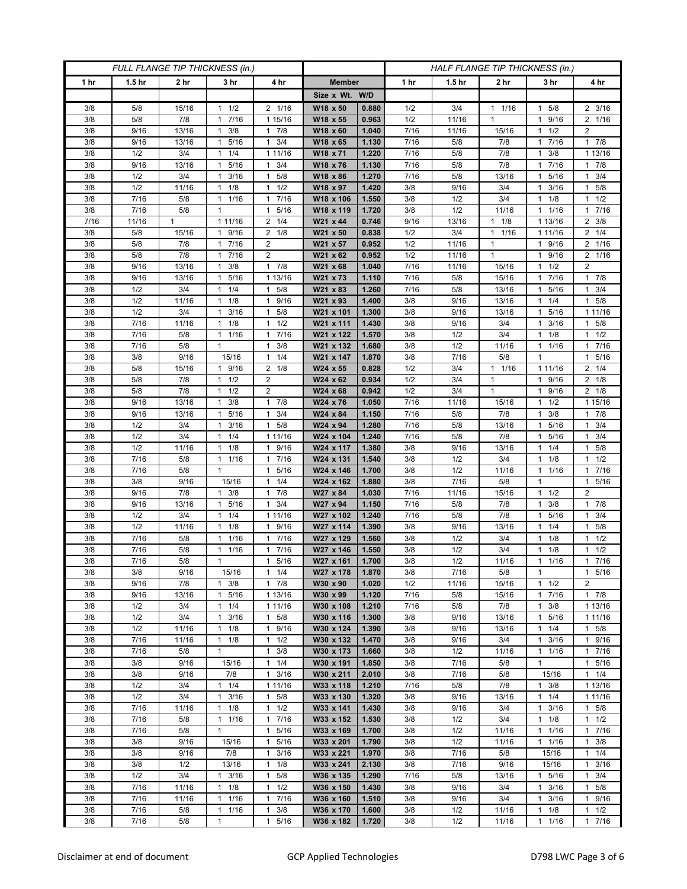| FULL FLANGE TIP THICKNESS (in.) | | | | | | | HALF FLANGE TIP THICKNESS (in.) | | | | |
|---|---|---|---|---|---|---|---|---|---|---|---|
| 1 hr | 1.5 hr | 2 hr | 3 hr | 4 hr | Member | | 1 hr | 1.5 hr | 2 hr | 3 hr | 4 hr |
| | | | | | Size x Wt. | W/D | | | | | |
| 3/8 | 5/8 | 15/16 | 1 1/2 | 2 1/16 | W18 x 50 | 0.880 | 1/2 | 3/4 | 1 1/16 | 1 5/8 | 2 3/16 |
| 3/8 | 5/8 | 7/8 | 1 7/16 | 1 15/16 | W18 x 55 | 0.963 | 1/2 | 11/16 | 1 | 1 9/16 | 2 1/16 |
| 3/8 | 9/16 | 13/16 | 1 3/8 | 1 7/8 | W18 x 60 | 1.040 | 7/16 | 11/16 | 15/16 | 1 1/2 | 2 |
| 3/8 | 9/16 | 13/16 | 1 5/16 | 1 3/4 | W18 x 65 | 1.130 | 7/16 | 5/8 | 7/8 | 1 7/16 | 1 7/8 |
| 3/8 | 1/2 | 3/4 | 1 1/4 | 1 11/16 | W18 x 71 | 1.220 | 7/16 | 5/8 | 7/8 | 1 3/8 | 1 13/16 |
| 3/8 | 9/16 | 13/16 | 1 5/16 | 1 3/4 | W18 x 76 | 1.130 | 7/16 | 5/8 | 7/8 | 1 7/16 | 1 7/8 |
| 3/8 | 1/2 | 3/4 | 1 3/16 | 1 5/8 | W18 x 86 | 1.270 | 7/16 | 5/8 | 13/16 | 1 5/16 | 1 3/4 |
| 3/8 | 1/2 | 11/16 | 1 1/8 | 1 1/2 | W18 x 97 | 1.420 | 3/8 | 9/16 | 3/4 | 1 3/16 | 1 5/8 |
| 3/8 | 7/16 | 5/8 | 1 1/16 | 1 7/16 | W18 x 106 | 1.550 | 3/8 | 1/2 | 3/4 | 1 1/8 | 1 1/2 |
| 3/8 | 7/16 | 5/8 | 1 | 1 5/16 | W18 x 119 | 1.720 | 3/8 | 1/2 | 11/16 | 1 1/16 | 1 7/16 |
| 7/16 | 11/16 | 1 | 1 11/16 | 2 1/4 | W21 x 44 | 0.746 | 9/16 | 13/16 | 1 1/8 | 1 13/16 | 2 3/8 |
| 3/8 | 5/8 | 15/16 | 1 9/16 | 2 1/8 | W21 x 50 | 0.838 | 1/2 | 3/4 | 1 1/16 | 1 11/16 | 2 1/4 |
| 3/8 | 5/8 | 7/8 | 1 7/16 | 2 | W21 x 57 | 0.952 | 1/2 | 11/16 | 1 | 1 9/16 | 2 1/16 |
| 3/8 | 5/8 | 7/8 | 1 7/16 | 2 | W21 x 62 | 0.952 | 1/2 | 11/16 | 1 | 1 9/16 | 2 1/16 |
| 3/8 | 9/16 | 13/16 | 1 3/8 | 1 7/8 | W21 x 68 | 1.040 | 7/16 | 11/16 | 15/16 | 1 1/2 | 2 |
| 3/8 | 9/16 | 13/16 | 1 5/16 | 1 13/16 | W21 x 73 | 1.110 | 7/16 | 5/8 | 15/16 | 1 7/16 | 1 7/8 |
| 3/8 | 1/2 | 3/4 | 1 1/4 | 1 5/8 | W21 x 83 | 1.260 | 7/16 | 5/8 | 13/16 | 1 5/16 | 1 3/4 |
| 3/8 | 1/2 | 11/16 | 1 1/8 | 1 9/16 | W21 x 93 | 1.400 | 3/8 | 9/16 | 13/16 | 1 1/4 | 1 5/8 |
| 3/8 | 1/2 | 3/4 | 1 3/16 | 1 5/8 | W21 x 101 | 1.300 | 3/8 | 9/16 | 13/16 | 1 5/16 | 1 11/16 |
| 3/8 | 7/16 | 11/16 | 1 1/8 | 1 1/2 | W21 x 111 | 1.430 | 3/8 | 9/16 | 3/4 | 1 3/16 | 1 5/8 |
| 3/8 | 7/16 | 5/8 | 1 1/16 | 1 7/16 | W21 x 122 | 1.570 | 3/8 | 1/2 | 3/4 | 1 1/8 | 1 1/2 |
| 3/8 | 7/16 | 5/8 | 1 | 1 3/8 | W21 x 132 | 1.680 | 3/8 | 1/2 | 11/16 | 1 1/16 | 1 7/16 |
| 3/8 | 3/8 | 9/16 | 15/16 | 1 1/4 | W21 x 147 | 1.870 | 3/8 | 7/16 | 5/8 | 1 | 1 5/16 |
| 3/8 | 5/8 | 15/16 | 1 9/16 | 2 1/8 | W24 x 55 | 0.828 | 1/2 | 3/4 | 1 1/16 | 1 11/16 | 2 1/4 |
| 3/8 | 5/8 | 7/8 | 1 1/2 | 2 | W24 x 62 | 0.934 | 1/2 | 3/4 | 1 | 1 9/16 | 2 1/8 |
| 3/8 | 5/8 | 7/8 | 1 1/2 | 2 | W24 x 68 | 0.942 | 1/2 | 3/4 | 1 | 1 9/16 | 2 1/8 |
| 3/8 | 9/16 | 13/16 | 1 3/8 | 1 7/8 | W24 x 76 | 1.050 | 7/16 | 11/16 | 15/16 | 1 1/2 | 1 15/16 |
| 3/8 | 9/16 | 13/16 | 1 5/16 | 1 3/4 | W24 x 84 | 1.150 | 7/16 | 5/8 | 7/8 | 1 3/8 | 1 7/8 |
| 3/8 | 1/2 | 3/4 | 1 3/16 | 1 5/8 | W24 x 94 | 1.280 | 7/16 | 5/8 | 13/16 | 1 5/16 | 1 3/4 |
| 3/8 | 1/2 | 3/4 | 1 1/4 | 1 11/16 | W24 x 104 | 1.240 | 7/16 | 5/8 | 7/8 | 1 5/16 | 1 3/4 |
| 3/8 | 1/2 | 11/16 | 1 1/8 | 1 9/16 | W24 x 117 | 1.380 | 3/8 | 9/16 | 13/16 | 1 1/4 | 1 5/8 |
| 3/8 | 7/16 | 5/8 | 1 1/16 | 1 7/16 | W24 x 131 | 1.540 | 3/8 | 1/2 | 3/4 | 1 1/8 | 1 1/2 |
| 3/8 | 7/16 | 5/8 | 1 | 1 5/16 | W24 x 146 | 1.700 | 3/8 | 1/2 | 11/16 | 1 1/16 | 1 7/16 |
| 3/8 | 3/8 | 9/16 | 15/16 | 1 1/4 | W24 x 162 | 1.880 | 3/8 | 7/16 | 5/8 | 1 | 1 5/16 |
| 3/8 | 9/16 | 7/8 | 1 3/8 | 1 7/8 | W27 x 84 | 1.030 | 7/16 | 11/16 | 15/16 | 1 1/2 | 2 |
| 3/8 | 9/16 | 13/16 | 1 5/16 | 1 3/4 | W27 x 94 | 1.150 | 7/16 | 5/8 | 7/8 | 1 3/8 | 1 7/8 |
| 3/8 | 1/2 | 3/4 | 1 1/4 | 1 11/16 | W27 x 102 | 1.240 | 7/16 | 5/8 | 7/8 | 1 5/16 | 1 3/4 |
| 3/8 | 1/2 | 11/16 | 1 1/8 | 1 9/16 | W27 x 114 | 1.390 | 3/8 | 9/16 | 13/16 | 1 1/4 | 1 5/8 |
| 3/8 | 7/16 | 5/8 | 1 1/16 | 1 7/16 | W27 x 129 | 1.560 | 3/8 | 1/2 | 3/4 | 1 1/8 | 1 1/2 |
| 3/8 | 7/16 | 5/8 | 1 1/16 | 1 7/16 | W27 x 146 | 1.550 | 3/8 | 1/2 | 3/4 | 1 1/8 | 1 1/2 |
| 3/8 | 7/16 | 5/8 | 1 | 1 5/16 | W27 x 161 | 1.700 | 3/8 | 1/2 | 11/16 | 1 1/16 | 1 7/16 |
| 3/8 | 3/8 | 9/16 | 15/16 | 1 1/4 | W27 x 178 | 1.870 | 3/8 | 7/16 | 5/8 | 1 | 1 5/16 |
| 3/8 | 9/16 | 7/8 | 1 3/8 | 1 7/8 | W30 x 90 | 1.020 | 1/2 | 11/16 | 15/16 | 1 1/2 | 2 |
| 3/8 | 9/16 | 13/16 | 1 5/16 | 1 13/16 | W30 x 99 | 1.120 | 7/16 | 5/8 | 15/16 | 1 7/16 | 1 7/8 |
| 3/8 | 1/2 | 3/4 | 1 1/4 | 1 11/16 | W30 x 108 | 1.210 | 7/16 | 5/8 | 7/8 | 1 3/8 | 1 13/16 |
| 3/8 | 1/2 | 3/4 | 1 3/16 | 1 5/8 | W30 x 116 | 1.300 | 3/8 | 9/16 | 13/16 | 1 5/16 | 1 11/16 |
| 3/8 | 1/2 | 11/16 | 1 1/8 | 1 9/16 | W30 x 124 | 1.390 | 3/8 | 9/16 | 13/16 | 1 1/4 | 1 5/8 |
| 3/8 | 7/16 | 11/16 | 1 1/8 | 1 1/2 | W30 x 132 | 1.470 | 3/8 | 9/16 | 3/4 | 1 3/16 | 1 9/16 |
| 3/8 | 7/16 | 5/8 | 1 | 1 3/8 | W30 x 173 | 1.660 | 3/8 | 1/2 | 11/16 | 1 1/16 | 1 7/16 |
| 3/8 | 3/8 | 9/16 | 15/16 | 1 1/4 | W30 x 191 | 1.850 | 3/8 | 7/16 | 5/8 | 1 | 1 5/16 |
| 3/8 | 3/8 | 9/16 | 7/8 | 1 3/16 | W30 x 211 | 2.010 | 3/8 | 7/16 | 5/8 | 15/16 | 1 1/4 |
| 3/8 | 1/2 | 3/4 | 1 1/4 | 1 11/16 | W33 x 118 | 1.210 | 7/16 | 5/8 | 7/8 | 1 3/8 | 1 13/16 |
| 3/8 | 1/2 | 3/4 | 1 3/16 | 1 5/8 | W33 x 130 | 1.320 | 3/8 | 9/16 | 13/16 | 1 1/4 | 1 11/16 |
| 3/8 | 7/16 | 11/16 | 1 1/8 | 1 1/2 | W33 x 141 | 1.430 | 3/8 | 9/16 | 3/4 | 1 3/16 | 1 5/8 |
| 3/8 | 7/16 | 5/8 | 1 1/16 | 1 7/16 | W33 x 152 | 1.530 | 3/8 | 1/2 | 3/4 | 1 1/8 | 1 1/2 |
| 3/8 | 7/16 | 5/8 | 1 | 1 5/16 | W33 x 169 | 1.700 | 3/8 | 1/2 | 11/16 | 1 1/16 | 1 7/16 |
| 3/8 | 3/8 | 9/16 | 15/16 | 1 5/16 | W33 x 201 | 1.790 | 3/8 | 1/2 | 11/16 | 1 1/16 | 1 3/8 |
| 3/8 | 3/8 | 9/16 | 7/8 | 1 3/16 | W33 x 221 | 1.970 | 3/8 | 7/16 | 5/8 | 15/16 | 1 1/4 |
| 3/8 | 3/8 | 1/2 | 13/16 | 1 1/8 | W33 x 241 | 2.130 | 3/8 | 7/16 | 9/16 | 15/16 | 1 3/16 |
| 3/8 | 1/2 | 3/4 | 1 3/16 | 1 5/8 | W36 x 135 | 1.290 | 7/16 | 5/8 | 13/16 | 1 5/16 | 1 3/4 |
| 3/8 | 7/16 | 11/16 | 1 1/8 | 1 1/2 | W36 x 150 | 1.430 | 3/8 | 9/16 | 3/4 | 1 3/16 | 1 5/8 |
| 3/8 | 7/16 | 11/16 | 1 1/16 | 1 7/16 | W36 x 160 | 1.510 | 3/8 | 9/16 | 3/4 | 1 3/16 | 1 9/16 |
| 3/8 | 7/16 | 5/8 | 1 1/16 | 1 3/8 | W36 x 170 | 1.600 | 3/8 | 1/2 | 11/16 | 1 1/8 | 1 1/2 |
| 3/8 | 7/16 | 5/8 | 1 | 1 5/16 | W36 x 182 | 1.720 | 3/8 | 1/2 | 11/16 | 1 1/16 | 1 7/16 |

Disclaimer at end of document GCP Applied Technologies D798 LWC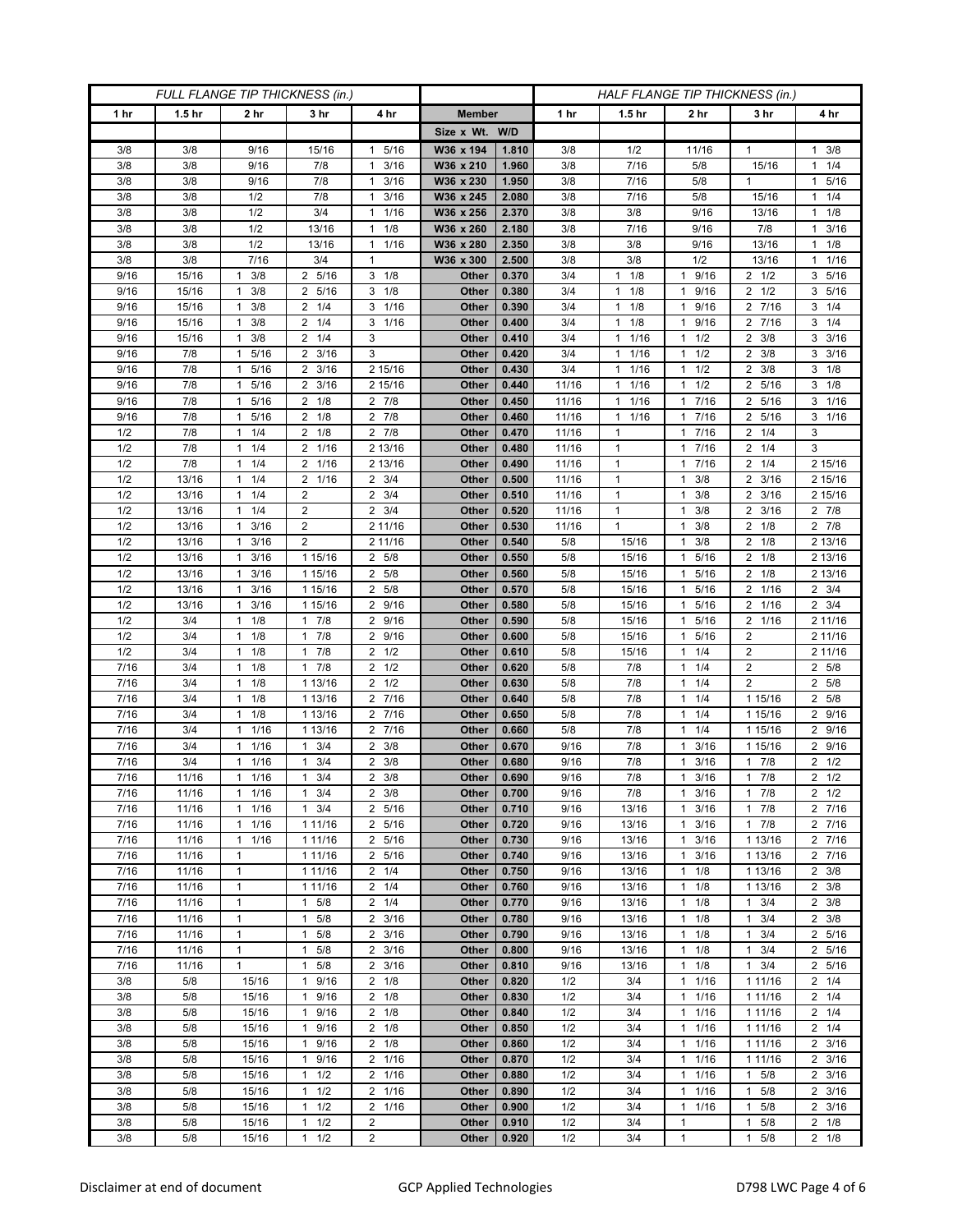| FULL FLANGE TIP THICKNESS (in.) | | | | | | | HALF FLANGE TIP THICKNESS (in.) | | | | |
|---|---|---|---|---|---|---|---|---|---|---|---|
| 1 hr | 1.5 hr | 2 hr | 3 hr | 4 hr | Member | | 1 hr | 1.5 hr | 2 hr | 3 hr | 4 hr |
| | | | | | Size x Wt. | W/D | | | | | |
| 3/8 | 3/8 | 9/16 | 15/16 | 1 5/16 | W36 x 194 | 1.810 | 3/8 | 1/2 | 11/16 | 1 | 1 3/8 |
| 3/8 | 3/8 | 9/16 | 7/8 | 1 3/16 | W36 x 210 | 1.960 | 3/8 | 7/16 | 5/8 | 15/16 | 1 1/4 |
| 3/8 | 3/8 | 9/16 | 7/8 | 1 3/16 | W36 x 230 | 1.950 | 3/8 | 7/16 | 5/8 | 1 | 1 5/16 |
| 3/8 | 3/8 | 1/2 | 7/8 | 1 3/16 | W36 x 245 | 2.080 | 3/8 | 7/16 | 5/8 | 15/16 | 1 1/4 |
| 3/8 | 3/8 | 1/2 | 3/4 | 1 1/16 | W36 x 256 | 2.370 | 3/8 | 3/8 | 9/16 | 13/16 | 1 1/8 |
| 3/8 | 3/8 | 1/2 | 13/16 | 1 1/8 | W36 x 260 | 2.180 | 3/8 | 7/16 | 9/16 | 7/8 | 1 3/16 |
| 3/8 | 3/8 | 1/2 | 13/16 | 1 1/16 | W36 x 280 | 2.350 | 3/8 | 3/8 | 9/16 | 13/16 | 1 1/8 |
| 3/8 | 3/8 | 7/16 | 3/4 | 1 | W36 x 300 | 2.500 | 3/8 | 3/8 | 1/2 | 13/16 | 1 1/16 |
| 9/16 | 15/16 | 1 3/8 | 2 5/16 | 3 1/8 | Other | 0.370 | 3/4 | 1 1/8 | 1 9/16 | 2 1/2 | 3 5/16 |
| 9/16 | 15/16 | 1 3/8 | 2 5/16 | 3 1/8 | Other | 0.380 | 3/4 | 1 1/8 | 1 9/16 | 2 1/2 | 3 5/16 |
| 9/16 | 15/16 | 1 3/8 | 2 1/4 | 3 1/16 | Other | 0.390 | 3/4 | 1 1/8 | 1 9/16 | 2 7/16 | 3 1/4 |
| 9/16 | 15/16 | 1 3/8 | 2 1/4 | 3 1/16 | Other | 0.400 | 3/4 | 1 1/8 | 1 9/16 | 2 7/16 | 3 1/4 |
| 9/16 | 15/16 | 1 3/8 | 2 1/4 | 3 | Other | 0.410 | 3/4 | 1 1/16 | 1 1/2 | 2 3/8 | 3 3/16 |
| 9/16 | 7/8 | 1 5/16 | 2 3/16 | 3 | Other | 0.420 | 3/4 | 1 1/16 | 1 1/2 | 2 3/8 | 3 3/16 |
| 9/16 | 7/8 | 1 5/16 | 2 3/16 | 2 15/16 | Other | 0.430 | 3/4 | 1 1/16 | 1 1/2 | 2 3/8 | 3 1/8 |
| 9/16 | 7/8 | 1 5/16 | 2 3/16 | 2 15/16 | Other | 0.440 | 11/16 | 1 1/16 | 1 1/2 | 2 5/16 | 3 1/8 |
| 9/16 | 7/8 | 1 5/16 | 2 1/8 | 2 7/8 | Other | 0.450 | 11/16 | 1 1/16 | 1 7/16 | 2 5/16 | 3 1/16 |
| 9/16 | 7/8 | 1 5/16 | 2 1/8 | 2 7/8 | Other | 0.460 | 11/16 | 1 1/16 | 1 7/16 | 2 5/16 | 3 1/16 |
| 1/2 | 7/8 | 1 1/4 | 2 1/8 | 2 7/8 | Other | 0.470 | 11/16 | 1 | 1 7/16 | 2 1/4 | 3 |
| 1/2 | 7/8 | 1 1/4 | 2 1/16 | 2 13/16 | Other | 0.480 | 11/16 | 1 | 1 7/16 | 2 1/4 | 3 |
| 1/2 | 7/8 | 1 1/4 | 2 1/16 | 2 13/16 | Other | 0.490 | 11/16 | 1 | 1 7/16 | 2 1/4 | 2 15/16 |
| 1/2 | 13/16 | 1 1/4 | 2 1/16 | 2 3/4 | Other | 0.500 | 11/16 | 1 | 1 3/8 | 2 3/16 | 2 15/16 |
| 1/2 | 13/16 | 1 1/4 | 2 | 2 3/4 | Other | 0.510 | 11/16 | 1 | 1 3/8 | 2 3/16 | 2 15/16 |
| 1/2 | 13/16 | 1 1/4 | 2 | 2 3/4 | Other | 0.520 | 11/16 | 1 | 1 3/8 | 2 3/16 | 2 7/8 |
| 1/2 | 13/16 | 1 3/16 | 2 | 2 11/16 | Other | 0.530 | 11/16 | 1 | 1 3/8 | 2 1/8 | 2 7/8 |
| 1/2 | 13/16 | 1 3/16 | 2 | 2 11/16 | Other | 0.540 | 5/8 | 15/16 | 1 3/8 | 2 1/8 | 2 13/16 |
| 1/2 | 13/16 | 1 3/16 | 1 15/16 | 2 5/8 | Other | 0.550 | 5/8 | 15/16 | 1 5/16 | 2 1/8 | 2 13/16 |
| 1/2 | 13/16 | 1 3/16 | 1 15/16 | 2 5/8 | Other | 0.560 | 5/8 | 15/16 | 1 5/16 | 2 1/8 | 2 13/16 |
| 1/2 | 13/16 | 1 3/16 | 1 15/16 | 2 5/8 | Other | 0.570 | 5/8 | 15/16 | 1 5/16 | 2 1/16 | 2 3/4 |
| 1/2 | 13/16 | 1 3/16 | 1 15/16 | 2 9/16 | Other | 0.580 | 5/8 | 15/16 | 1 5/16 | 2 1/16 | 2 3/4 |
| 1/2 | 3/4 | 1 1/8 | 1 7/8 | 2 9/16 | Other | 0.590 | 5/8 | 15/16 | 1 5/16 | 2 1/16 | 2 11/16 |
| 1/2 | 3/4 | 1 1/8 | 1 7/8 | 2 9/16 | Other | 0.600 | 5/8 | 15/16 | 1 5/16 | 2 | 2 11/16 |
| 1/2 | 3/4 | 1 1/8 | 1 7/8 | 2 1/2 | Other | 0.610 | 5/8 | 15/16 | 1 1/4 | 2 | 2 11/16 |
| 7/16 | 3/4 | 1 1/8 | 1 7/8 | 2 1/2 | Other | 0.620 | 5/8 | 7/8 | 1 1/4 | 2 | 2 5/8 |
| 7/16 | 3/4 | 1 1/8 | 1 13/16 | 2 1/2 | Other | 0.630 | 5/8 | 7/8 | 1 1/4 | 2 | 2 5/8 |
| 7/16 | 3/4 | 1 1/8 | 1 13/16 | 2 7/16 | Other | 0.640 | 5/8 | 7/8 | 1 1/4 | 1 15/16 | 2 5/8 |
| 7/16 | 3/4 | 1 1/8 | 1 13/16 | 2 7/16 | Other | 0.650 | 5/8 | 7/8 | 1 1/4 | 1 15/16 | 2 9/16 |
| 7/16 | 3/4 | 1 1/16 | 1 13/16 | 2 7/16 | Other | 0.660 | 5/8 | 7/8 | 1 1/4 | 1 15/16 | 2 9/16 |
| 7/16 | 3/4 | 1 1/16 | 1 3/4 | 2 3/8 | Other | 0.670 | 9/16 | 7/8 | 1 3/16 | 1 15/16 | 2 9/16 |
| 7/16 | 3/4 | 1 1/16 | 1 3/4 | 2 3/8 | Other | 0.680 | 9/16 | 7/8 | 1 3/16 | 1 7/8 | 2 1/2 |
| 7/16 | 11/16 | 1 1/16 | 1 3/4 | 2 3/8 | Other | 0.690 | 9/16 | 7/8 | 1 3/16 | 1 7/8 | 2 1/2 |
| 7/16 | 11/16 | 1 1/16 | 1 3/4 | 2 3/8 | Other | 0.700 | 9/16 | 7/8 | 1 3/16 | 1 7/8 | 2 1/2 |
| 7/16 | 11/16 | 1 1/16 | 1 3/4 | 2 5/16 | Other | 0.710 | 9/16 | 13/16 | 1 3/16 | 1 7/8 | 2 7/16 |
| 7/16 | 11/16 | 1 1/16 | 1 11/16 | 2 5/16 | Other | 0.720 | 9/16 | 13/16 | 1 3/16 | 1 7/8 | 2 7/16 |
| 7/16 | 11/16 | 1 1/16 | 1 11/16 | 2 5/16 | Other | 0.730 | 9/16 | 13/16 | 1 3/16 | 1 13/16 | 2 7/16 |
| 7/16 | 11/16 | 1 | 1 11/16 | 2 5/16 | Other | 0.740 | 9/16 | 13/16 | 1 3/16 | 1 13/16 | 2 7/16 |
| 7/16 | 11/16 | 1 | 1 11/16 | 2 1/4 | Other | 0.750 | 9/16 | 13/16 | 1 1/8 | 1 13/16 | 2 3/8 |
| 7/16 | 11/16 | 1 | 1 11/16 | 2 1/4 | Other | 0.760 | 9/16 | 13/16 | 1 1/8 | 1 13/16 | 2 3/8 |
| 7/16 | 11/16 | 1 | 1 5/8 | 2 1/4 | Other | 0.770 | 9/16 | 13/16 | 1 1/8 | 1 3/4 | 2 3/8 |
| 7/16 | 11/16 | 1 | 1 5/8 | 2 3/16 | Other | 0.780 | 9/16 | 13/16 | 1 1/8 | 1 3/4 | 2 3/8 |
| 7/16 | 11/16 | 1 | 1 5/8 | 2 3/16 | Other | 0.790 | 9/16 | 13/16 | 1 1/8 | 1 3/4 | 2 5/16 |
| 7/16 | 11/16 | 1 | 1 5/8 | 2 3/16 | Other | 0.800 | 9/16 | 13/16 | 1 1/8 | 1 3/4 | 2 5/16 |
| 7/16 | 11/16 | 1 | 1 5/8 | 2 3/16 | Other | 0.810 | 9/16 | 13/16 | 1 1/8 | 1 3/4 | 2 5/16 |
| 3/8 | 5/8 | 15/16 | 1 9/16 | 2 1/8 | Other | 0.820 | 1/2 | 3/4 | 1 1/16 | 1 11/16 | 2 1/4 |
| 3/8 | 5/8 | 15/16 | 1 9/16 | 2 1/8 | Other | 0.830 | 1/2 | 3/4 | 1 1/16 | 1 11/16 | 2 1/4 |
| 3/8 | 5/8 | 15/16 | 1 9/16 | 2 1/8 | Other | 0.840 | 1/2 | 3/4 | 1 1/16 | 1 11/16 | 2 1/4 |
| 3/8 | 5/8 | 15/16 | 1 9/16 | 2 1/8 | Other | 0.850 | 1/2 | 3/4 | 1 1/16 | 1 11/16 | 2 1/4 |
| 3/8 | 5/8 | 15/16 | 1 9/16 | 2 1/8 | Other | 0.860 | 1/2 | 3/4 | 1 1/16 | 1 11/16 | 2 3/16 |
| 3/8 | 5/8 | 15/16 | 1 9/16 | 2 1/16 | Other | 0.870 | 1/2 | 3/4 | 1 1/16 | 1 11/16 | 2 3/16 |
| 3/8 | 5/8 | 15/16 | 1 1/2 | 2 1/16 | Other | 0.880 | 1/2 | 3/4 | 1 1/16 | 1 5/8 | 2 3/16 |
| 3/8 | 5/8 | 15/16 | 1 1/2 | 2 1/16 | Other | 0.890 | 1/2 | 3/4 | 1 1/16 | 1 5/8 | 2 3/16 |
| 3/8 | 5/8 | 15/16 | 1 1/2 | 2 1/16 | Other | 0.900 | 1/2 | 3/4 | 1 1/16 | 1 5/8 | 2 3/16 |
| 3/8 | 5/8 | 15/16 | 1 1/2 | 2 | Other | 0.910 | 1/2 | 3/4 | 1 | 1 5/8 | 2 1/8 |
| 3/8 | 5/8 | 15/16 | 1 1/2 | 2 | Other | 0.920 | 1/2 | 3/4 | 1 | 1 5/8 | 2 1/8 |

Disclaimer at end of document — GCP Applied Technologies — D798 LWC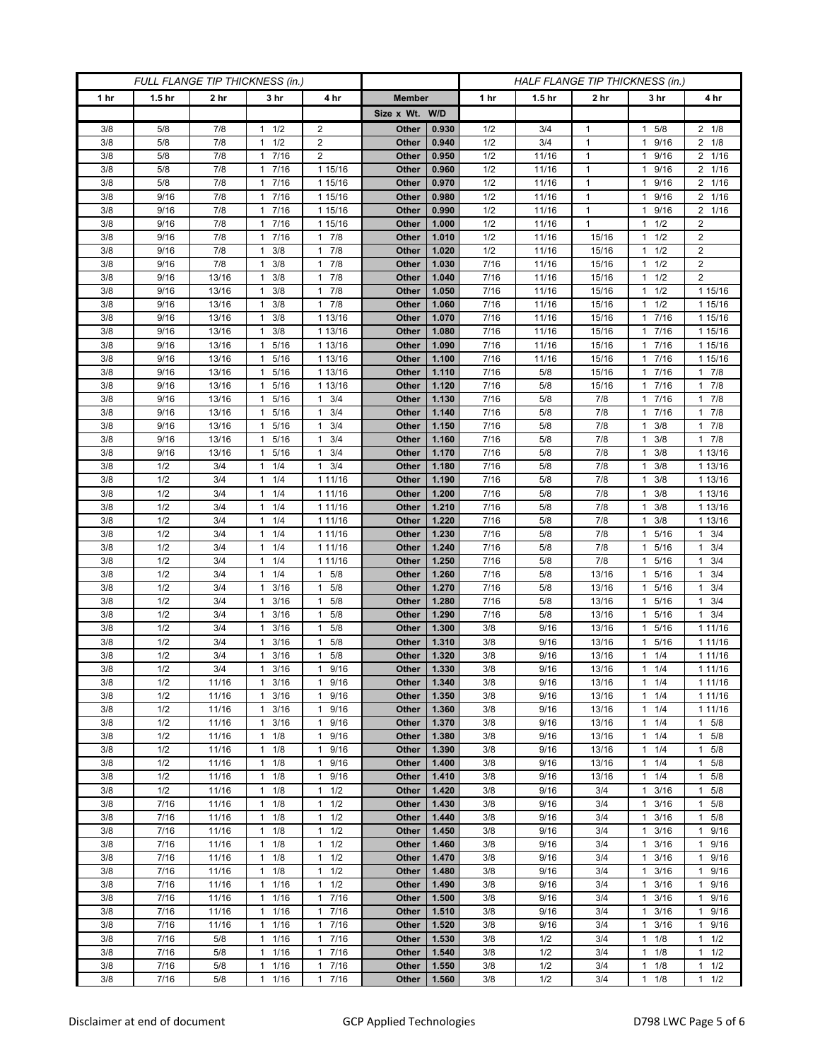| FULL FLANGE TIP THICKNESS (in.) | | | | | | | HALF FLANGE TIP THICKNESS (in.) | | | | |
|---|---|---|---|---|---|---|---|---|---|---|---|
| 1 hr | 1.5 hr | 2 hr | 3 hr | 4 hr | Member | | 1 hr | 1.5 hr | 2 hr | 3 hr | 4 hr |
| | | | | | Size x Wt. | W/D | | | | | |
| 3/8 | 5/8 | 7/8 | 1 1/2 | 2 | Other | 0.930 | 1/2 | 3/4 | 1 | 1 5/8 | 2 1/8 |
| 3/8 | 5/8 | 7/8 | 1 1/2 | 2 | Other | 0.940 | 1/2 | 3/4 | 1 | 1 9/16 | 2 1/8 |
| 3/8 | 5/8 | 7/8 | 1 7/16 | 2 | Other | 0.950 | 1/2 | 11/16 | 1 | 1 9/16 | 2 1/16 |
| 3/8 | 5/8 | 7/8 | 1 7/16 | 1 15/16 | Other | 0.960 | 1/2 | 11/16 | 1 | 1 9/16 | 2 1/16 |
| 3/8 | 5/8 | 7/8 | 1 7/16 | 1 15/16 | Other | 0.970 | 1/2 | 11/16 | 1 | 1 9/16 | 2 1/16 |
| 3/8 | 9/16 | 7/8 | 1 7/16 | 1 15/16 | Other | 0.980 | 1/2 | 11/16 | 1 | 1 9/16 | 2 1/16 |
| 3/8 | 9/16 | 7/8 | 1 7/16 | 1 15/16 | Other | 0.990 | 1/2 | 11/16 | 1 | 1 9/16 | 2 1/16 |
| 3/8 | 9/16 | 7/8 | 1 7/16 | 1 15/16 | Other | 1.000 | 1/2 | 11/16 | 1 | 1 1/2 | 2 |
| 3/8 | 9/16 | 7/8 | 1 7/16 | 1 7/8 | Other | 1.010 | 1/2 | 11/16 | 15/16 | 1 1/2 | 2 |
| 3/8 | 9/16 | 7/8 | 1 3/8 | 1 7/8 | Other | 1.020 | 1/2 | 11/16 | 15/16 | 1 1/2 | 2 |
| 3/8 | 9/16 | 7/8 | 1 3/8 | 1 7/8 | Other | 1.030 | 7/16 | 11/16 | 15/16 | 1 1/2 | 2 |
| 3/8 | 9/16 | 13/16 | 1 3/8 | 1 7/8 | Other | 1.040 | 7/16 | 11/16 | 15/16 | 1 1/2 | 2 |
| 3/8 | 9/16 | 13/16 | 1 3/8 | 1 7/8 | Other | 1.050 | 7/16 | 11/16 | 15/16 | 1 1/2 | 1 15/16 |
| 3/8 | 9/16 | 13/16 | 1 3/8 | 1 7/8 | Other | 1.060 | 7/16 | 11/16 | 15/16 | 1 1/2 | 1 15/16 |
| 3/8 | 9/16 | 13/16 | 1 3/8 | 1 13/16 | Other | 1.070 | 7/16 | 11/16 | 15/16 | 1 7/16 | 1 15/16 |
| 3/8 | 9/16 | 13/16 | 1 3/8 | 1 13/16 | Other | 1.080 | 7/16 | 11/16 | 15/16 | 1 7/16 | 1 15/16 |
| 3/8 | 9/16 | 13/16 | 1 5/16 | 1 13/16 | Other | 1.090 | 7/16 | 11/16 | 15/16 | 1 7/16 | 1 15/16 |
| 3/8 | 9/16 | 13/16 | 1 5/16 | 1 13/16 | Other | 1.100 | 7/16 | 11/16 | 15/16 | 1 7/16 | 1 15/16 |
| 3/8 | 9/16 | 13/16 | 1 5/16 | 1 13/16 | Other | 1.110 | 7/16 | 5/8 | 15/16 | 1 7/16 | 1 7/8 |
| 3/8 | 9/16 | 13/16 | 1 5/16 | 1 13/16 | Other | 1.120 | 7/16 | 5/8 | 15/16 | 1 7/16 | 1 7/8 |
| 3/8 | 9/16 | 13/16 | 1 5/16 | 1 3/4 | Other | 1.130 | 7/16 | 5/8 | 7/8 | 1 7/16 | 1 7/8 |
| 3/8 | 9/16 | 13/16 | 1 5/16 | 1 3/4 | Other | 1.140 | 7/16 | 5/8 | 7/8 | 1 7/16 | 1 7/8 |
| 3/8 | 9/16 | 13/16 | 1 5/16 | 1 3/4 | Other | 1.150 | 7/16 | 5/8 | 7/8 | 1 3/8 | 1 7/8 |
| 3/8 | 9/16 | 13/16 | 1 5/16 | 1 3/4 | Other | 1.160 | 7/16 | 5/8 | 7/8 | 1 3/8 | 1 7/8 |
| 3/8 | 9/16 | 13/16 | 1 5/16 | 1 3/4 | Other | 1.170 | 7/16 | 5/8 | 7/8 | 1 3/8 | 1 13/16 |
| 3/8 | 1/2 | 3/4 | 1 1/4 | 1 3/4 | Other | 1.180 | 7/16 | 5/8 | 7/8 | 1 3/8 | 1 13/16 |
| 3/8 | 1/2 | 3/4 | 1 1/4 | 1 11/16 | Other | 1.190 | 7/16 | 5/8 | 7/8 | 1 3/8 | 1 13/16 |
| 3/8 | 1/2 | 3/4 | 1 1/4 | 1 11/16 | Other | 1.200 | 7/16 | 5/8 | 7/8 | 1 3/8 | 1 13/16 |
| 3/8 | 1/2 | 3/4 | 1 1/4 | 1 11/16 | Other | 1.210 | 7/16 | 5/8 | 7/8 | 1 3/8 | 1 13/16 |
| 3/8 | 1/2 | 3/4 | 1 1/4 | 1 11/16 | Other | 1.220 | 7/16 | 5/8 | 7/8 | 1 3/8 | 1 13/16 |
| 3/8 | 1/2 | 3/4 | 1 1/4 | 1 11/16 | Other | 1.230 | 7/16 | 5/8 | 7/8 | 1 5/16 | 1 3/4 |
| 3/8 | 1/2 | 3/4 | 1 1/4 | 1 11/16 | Other | 1.240 | 7/16 | 5/8 | 7/8 | 1 5/16 | 1 3/4 |
| 3/8 | 1/2 | 3/4 | 1 1/4 | 1 11/16 | Other | 1.250 | 7/16 | 5/8 | 7/8 | 1 5/16 | 1 3/4 |
| 3/8 | 1/2 | 3/4 | 1 1/4 | 1 5/8 | Other | 1.260 | 7/16 | 5/8 | 13/16 | 1 5/16 | 1 3/4 |
| 3/8 | 1/2 | 3/4 | 1 3/16 | 1 5/8 | Other | 1.270 | 7/16 | 5/8 | 13/16 | 1 5/16 | 1 3/4 |
| 3/8 | 1/2 | 3/4 | 1 3/16 | 1 5/8 | Other | 1.280 | 7/16 | 5/8 | 13/16 | 1 5/16 | 1 3/4 |
| 3/8 | 1/2 | 3/4 | 1 3/16 | 1 5/8 | Other | 1.290 | 7/16 | 5/8 | 13/16 | 1 5/16 | 1 3/4 |
| 3/8 | 1/2 | 3/4 | 1 3/16 | 1 5/8 | Other | 1.300 | 3/8 | 9/16 | 13/16 | 1 5/16 | 1 11/16 |
| 3/8 | 1/2 | 3/4 | 1 3/16 | 1 5/8 | Other | 1.310 | 3/8 | 9/16 | 13/16 | 1 5/16 | 1 11/16 |
| 3/8 | 1/2 | 3/4 | 1 3/16 | 1 5/8 | Other | 1.320 | 3/8 | 9/16 | 13/16 | 1 1/4 | 1 11/16 |
| 3/8 | 1/2 | 3/4 | 1 3/16 | 1 9/16 | Other | 1.330 | 3/8 | 9/16 | 13/16 | 1 1/4 | 1 11/16 |
| 3/8 | 1/2 | 11/16 | 1 3/16 | 1 9/16 | Other | 1.340 | 3/8 | 9/16 | 13/16 | 1 1/4 | 1 11/16 |
| 3/8 | 1/2 | 11/16 | 1 3/16 | 1 9/16 | Other | 1.350 | 3/8 | 9/16 | 13/16 | 1 1/4 | 1 11/16 |
| 3/8 | 1/2 | 11/16 | 1 3/16 | 1 9/16 | Other | 1.360 | 3/8 | 9/16 | 13/16 | 1 1/4 | 1 11/16 |
| 3/8 | 1/2 | 11/16 | 1 3/16 | 1 9/16 | Other | 1.370 | 3/8 | 9/16 | 13/16 | 1 1/4 | 1 5/8 |
| 3/8 | 1/2 | 11/16 | 1 1/8 | 1 9/16 | Other | 1.380 | 3/8 | 9/16 | 13/16 | 1 1/4 | 1 5/8 |
| 3/8 | 1/2 | 11/16 | 1 1/8 | 1 9/16 | Other | 1.390 | 3/8 | 9/16 | 13/16 | 1 1/4 | 1 5/8 |
| 3/8 | 1/2 | 11/16 | 1 1/8 | 1 9/16 | Other | 1.400 | 3/8 | 9/16 | 13/16 | 1 1/4 | 1 5/8 |
| 3/8 | 1/2 | 11/16 | 1 1/8 | 1 9/16 | Other | 1.410 | 3/8 | 9/16 | 13/16 | 1 1/4 | 1 5/8 |
| 3/8 | 1/2 | 11/16 | 1 1/8 | 1 1/2 | Other | 1.420 | 3/8 | 9/16 | 3/4 | 1 3/16 | 1 5/8 |
| 3/8 | 7/16 | 11/16 | 1 1/8 | 1 1/2 | Other | 1.430 | 3/8 | 9/16 | 3/4 | 1 3/16 | 1 5/8 |
| 3/8 | 7/16 | 11/16 | 1 1/8 | 1 1/2 | Other | 1.440 | 3/8 | 9/16 | 3/4 | 1 3/16 | 1 5/8 |
| 3/8 | 7/16 | 11/16 | 1 1/8 | 1 1/2 | Other | 1.450 | 3/8 | 9/16 | 3/4 | 1 3/16 | 1 9/16 |
| 3/8 | 7/16 | 11/16 | 1 1/8 | 1 1/2 | Other | 1.460 | 3/8 | 9/16 | 3/4 | 1 3/16 | 1 9/16 |
| 3/8 | 7/16 | 11/16 | 1 1/8 | 1 1/2 | Other | 1.470 | 3/8 | 9/16 | 3/4 | 1 3/16 | 1 9/16 |
| 3/8 | 7/16 | 11/16 | 1 1/8 | 1 1/2 | Other | 1.480 | 3/8 | 9/16 | 3/4 | 1 3/16 | 1 9/16 |
| 3/8 | 7/16 | 11/16 | 1 1/16 | 1 1/2 | Other | 1.490 | 3/8 | 9/16 | 3/4 | 1 3/16 | 1 9/16 |
| 3/8 | 7/16 | 11/16 | 1 1/16 | 1 7/16 | Other | 1.500 | 3/8 | 9/16 | 3/4 | 1 3/16 | 1 9/16 |
| 3/8 | 7/16 | 11/16 | 1 1/16 | 1 7/16 | Other | 1.510 | 3/8 | 9/16 | 3/4 | 1 3/16 | 1 9/16 |
| 3/8 | 7/16 | 11/16 | 1 1/16 | 1 7/16 | Other | 1.520 | 3/8 | 9/16 | 3/4 | 1 3/16 | 1 9/16 |
| 3/8 | 7/16 | 5/8 | 1 1/16 | 1 7/16 | Other | 1.530 | 3/8 | 1/2 | 3/4 | 1 1/8 | 1 1/2 |
| 3/8 | 7/16 | 5/8 | 1 1/16 | 1 7/16 | Other | 1.540 | 3/8 | 1/2 | 3/4 | 1 1/8 | 1 1/2 |
| 3/8 | 7/16 | 5/8 | 1 1/16 | 1 7/16 | Other | 1.550 | 3/8 | 1/2 | 3/4 | 1 1/8 | 1 1/2 |
| 3/8 | 7/16 | 5/8 | 1 1/16 | 1 7/16 | Other | 1.560 | 3/8 | 1/2 | 3/4 | 1 1/8 | 1 1/2 |

Disclaimer at end of document GCP Applied Technologies D798 LWC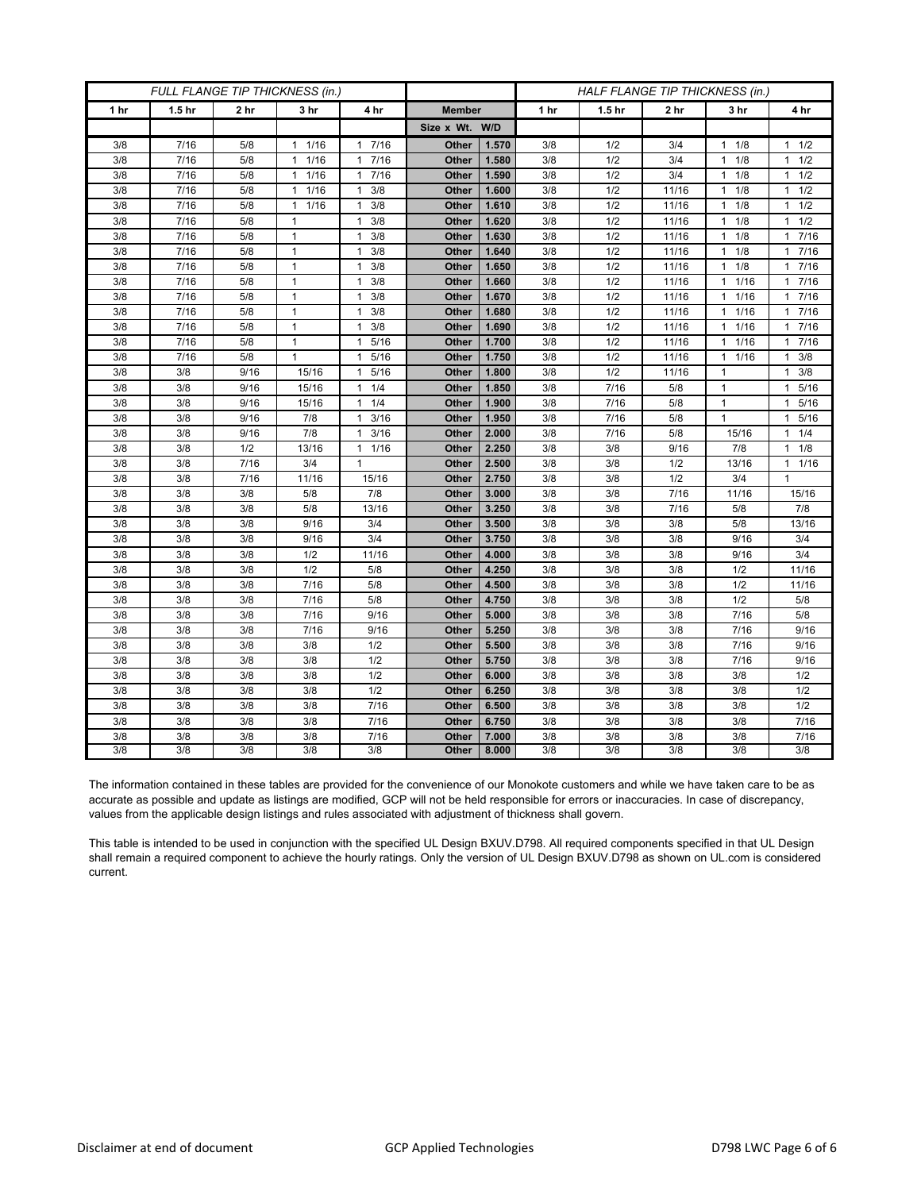| FULL FLANGE TIP THICKNESS (in.) | | | | | | | HALF FLANGE TIP THICKNESS (in.) | | | | |
|---|---|---|---|---|---|---|---|---|---|---|---|
| 1 hr | 1.5 hr | 2 hr | 3 hr | 4 hr | Member | | 1 hr | 1.5 hr | 2 hr | 3 hr | 4 hr |
| | | | | | Size x Wt. | W/D | | | | | |
| 3/8 | 7/16 | 5/8 | 1 1/16 | 1 7/16 | Other | 1.570 | 3/8 | 1/2 | 3/4 | 1 1/8 | 1 1/2 |
| 3/8 | 7/16 | 5/8 | 1 1/16 | 1 7/16 | Other | 1.580 | 3/8 | 1/2 | 3/4 | 1 1/8 | 1 1/2 |
| 3/8 | 7/16 | 5/8 | 1 1/16 | 1 7/16 | Other | 1.590 | 3/8 | 1/2 | 3/4 | 1 1/8 | 1 1/2 |
| 3/8 | 7/16 | 5/8 | 1 1/16 | 1 3/8 | Other | 1.600 | 3/8 | 1/2 | 11/16 | 1 1/8 | 1 1/2 |
| 3/8 | 7/16 | 5/8 | 1 1/16 | 1 3/8 | Other | 1.610 | 3/8 | 1/2 | 11/16 | 1 1/8 | 1 1/2 |
| 3/8 | 7/16 | 5/8 | 1 | 1 3/8 | Other | 1.620 | 3/8 | 1/2 | 11/16 | 1 1/8 | 1 1/2 |
| 3/8 | 7/16 | 5/8 | 1 | 1 3/8 | Other | 1.630 | 3/8 | 1/2 | 11/16 | 1 1/8 | 1 7/16 |
| 3/8 | 7/16 | 5/8 | 1 | 1 3/8 | Other | 1.640 | 3/8 | 1/2 | 11/16 | 1 1/8 | 1 7/16 |
| 3/8 | 7/16 | 5/8 | 1 | 1 3/8 | Other | 1.650 | 3/8 | 1/2 | 11/16 | 1 1/8 | 1 7/16 |
| 3/8 | 7/16 | 5/8 | 1 | 1 3/8 | Other | 1.660 | 3/8 | 1/2 | 11/16 | 1 1/16 | 1 7/16 |
| 3/8 | 7/16 | 5/8 | 1 | 1 3/8 | Other | 1.670 | 3/8 | 1/2 | 11/16 | 1 1/16 | 1 7/16 |
| 3/8 | 7/16 | 5/8 | 1 | 1 3/8 | Other | 1.680 | 3/8 | 1/2 | 11/16 | 1 1/16 | 1 7/16 |
| 3/8 | 7/16 | 5/8 | 1 | 1 3/8 | Other | 1.690 | 3/8 | 1/2 | 11/16 | 1 1/16 | 1 7/16 |
| 3/8 | 7/16 | 5/8 | 1 | 1 5/16 | Other | 1.700 | 3/8 | 1/2 | 11/16 | 1 1/16 | 1 7/16 |
| 3/8 | 7/16 | 5/8 | 1 | 1 5/16 | Other | 1.750 | 3/8 | 1/2 | 11/16 | 1 1/16 | 1 3/8 |
| 3/8 | 3/8 | 9/16 | 15/16 | 1 5/16 | Other | 1.800 | 3/8 | 1/2 | 11/16 | 1 | 1 3/8 |
| 3/8 | 3/8 | 9/16 | 15/16 | 1 1/4 | Other | 1.850 | 3/8 | 7/16 | 5/8 | 1 | 1 5/16 |
| 3/8 | 3/8 | 9/16 | 15/16 | 1 1/4 | Other | 1.900 | 3/8 | 7/16 | 5/8 | 1 | 1 5/16 |
| 3/8 | 3/8 | 9/16 | 7/8 | 1 3/16 | Other | 1.950 | 3/8 | 7/16 | 5/8 | 1 | 1 5/16 |
| 3/8 | 3/8 | 9/16 | 7/8 | 1 3/16 | Other | 2.000 | 3/8 | 7/16 | 5/8 | 15/16 | 1 1/4 |
| 3/8 | 3/8 | 1/2 | 13/16 | 1 1/16 | Other | 2.250 | 3/8 | 3/8 | 9/16 | 7/8 | 1 1/8 |
| 3/8 | 3/8 | 7/16 | 3/4 | 1 | Other | 2.500 | 3/8 | 3/8 | 1/2 | 13/16 | 1 1/16 |
| 3/8 | 3/8 | 7/16 | 11/16 | 15/16 | Other | 2.750 | 3/8 | 3/8 | 1/2 | 3/4 | 1 |
| 3/8 | 3/8 | 3/8 | 5/8 | 7/8 | Other | 3.000 | 3/8 | 3/8 | 7/16 | 11/16 | 15/16 |
| 3/8 | 3/8 | 3/8 | 5/8 | 13/16 | Other | 3.250 | 3/8 | 3/8 | 7/16 | 5/8 | 7/8 |
| 3/8 | 3/8 | 3/8 | 9/16 | 3/4 | Other | 3.500 | 3/8 | 3/8 | 3/8 | 5/8 | 13/16 |
| 3/8 | 3/8 | 3/8 | 9/16 | 3/4 | Other | 3.750 | 3/8 | 3/8 | 3/8 | 9/16 | 3/4 |
| 3/8 | 3/8 | 3/8 | 1/2 | 11/16 | Other | 4.000 | 3/8 | 3/8 | 3/8 | 9/16 | 3/4 |
| 3/8 | 3/8 | 3/8 | 1/2 | 5/8 | Other | 4.250 | 3/8 | 3/8 | 3/8 | 1/2 | 11/16 |
| 3/8 | 3/8 | 3/8 | 7/16 | 5/8 | Other | 4.500 | 3/8 | 3/8 | 3/8 | 1/2 | 11/16 |
| 3/8 | 3/8 | 3/8 | 7/16 | 5/8 | Other | 4.750 | 3/8 | 3/8 | 3/8 | 1/2 | 5/8 |
| 3/8 | 3/8 | 3/8 | 7/16 | 9/16 | Other | 5.000 | 3/8 | 3/8 | 3/8 | 7/16 | 5/8 |
| 3/8 | 3/8 | 3/8 | 7/16 | 9/16 | Other | 5.250 | 3/8 | 3/8 | 3/8 | 7/16 | 9/16 |
| 3/8 | 3/8 | 3/8 | 3/8 | 1/2 | Other | 5.500 | 3/8 | 3/8 | 3/8 | 7/16 | 9/16 |
| 3/8 | 3/8 | 3/8 | 3/8 | 1/2 | Other | 5.750 | 3/8 | 3/8 | 3/8 | 7/16 | 9/16 |
| 3/8 | 3/8 | 3/8 | 3/8 | 1/2 | Other | 6.000 | 3/8 | 3/8 | 3/8 | 3/8 | 1/2 |
| 3/8 | 3/8 | 3/8 | 3/8 | 1/2 | Other | 6.250 | 3/8 | 3/8 | 3/8 | 3/8 | 1/2 |
| 3/8 | 3/8 | 3/8 | 3/8 | 7/16 | Other | 6.500 | 3/8 | 3/8 | 3/8 | 3/8 | 1/2 |
| 3/8 | 3/8 | 3/8 | 3/8 | 7/16 | Other | 6.750 | 3/8 | 3/8 | 3/8 | 3/8 | 7/16 |
| 3/8 | 3/8 | 3/8 | 3/8 | 7/16 | Other | 7.000 | 3/8 | 3/8 | 3/8 | 3/8 | 7/16 |
| 3/8 | 3/8 | 3/8 | 3/8 | 3/8 | Other | 8.000 | 3/8 | 3/8 | 3/8 | 3/8 | 3/8 |

The information contained in these tables are provided for the convenience of our Monokote customers and while we have taken care to be as accurate as possible and update as listings are modified, GCP will not be held responsible for errors or inaccuracies. In case of discrepancy, values from the applicable design listings and rules associated with adjustment of thickness shall govern.

This table is intended to be used in conjunction with the specified UL Design BXUV.D798. All required components specified in that UL Design shall remain a required component to achieve the hourly ratings. Only the version of UL Design BXUV.D798 as shown on UL.com is considered current.